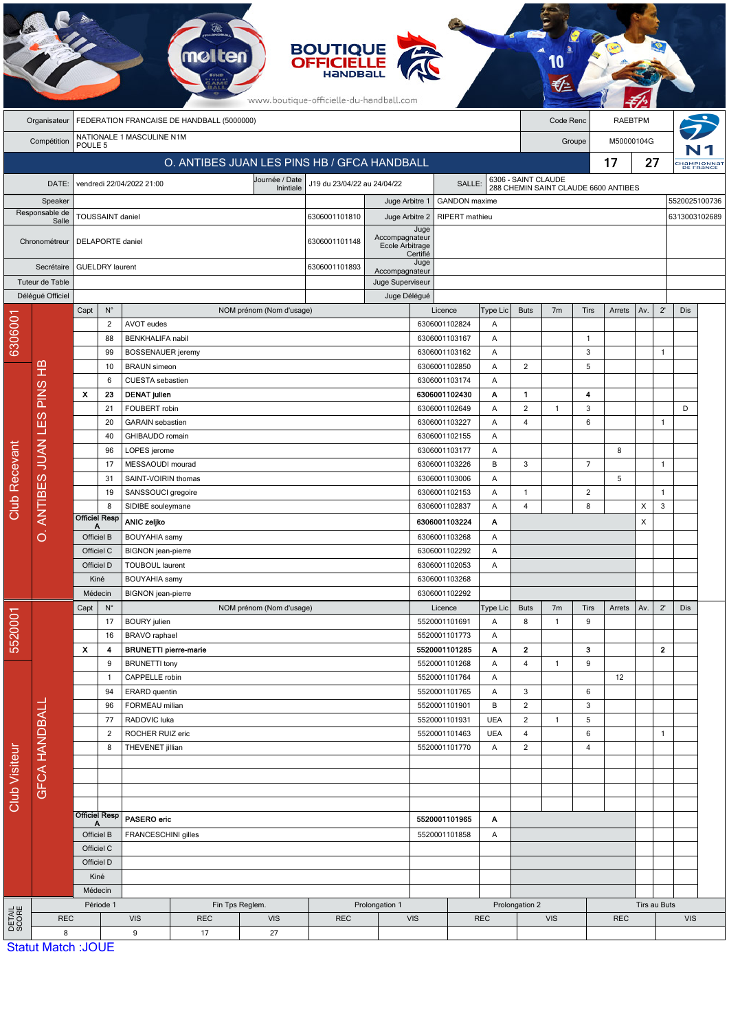BOUTIQUE OFFICIELLE HANDBALL

www.boutique-officielle-du-handball.com

| | | | |
|---|---|---|---|
| Organisateur | FEDERATION FRANCAISE DE HANDBALL (5000000) | Code Renc | RAEBTPM |
| Compétition | NATIONALE 1 MASCULINE N1M POULE 5 | Groupe | M50000104G |

## O. ANTIBES JUAN LES PINS HB / GFCA HANDBALL — 17 27

| | | | | | |
|---|---|---|---|---|---|
| DATE: | vendredi 22/04/2022 21:00 | Journée / Date Inintiale | J19 du 23/04/22 au 24/04/22 | SALLE: | 6306 - SAINT CLAUDE 288 CHEMIN SAINT CLAUDE 6600 ANTIBES |

| | | | | | |
|---|---|---|---|---|---|
| Speaker | | | Juge Arbitre 1 | GANDON maxime | 5520025100736 |
| Responsable de Salle | TOUSSAINT daniel | 6306001101810 | Juge Arbitre 2 | RIPERT mathieu | 6313003102689 |
| Chronométreur | DELAPORTE daniel | 6306001101148 | Juge Accompagnateur Ecole Arbitrage Certifié | | |
| Secrétaire | GUELDRY laurent | 6306001101893 | Juge Accompagnateur | | |
| Tuteur de Table | | | Juge Superviseur | | |
| Délégué Officiel | | | Juge Délégué | | |

### Club Recevant — 6306001 — O. ANTIBES JUAN LES PINS HB

| Capt | N° | NOM prénom (Nom d'usage) | Licence | Type Lic | Buts | 7m | Tirs | Arrets | Av. | 2' | Dis |
|---|---|---|---|---|---|---|---|---|---|---|---|
| | 2 | AVOT eudes | 6306001102824 | A | | | | | | | |
| | 88 | BENKHALIFA nabil | 6306001103167 | A | | | 1 | | | | |
| | 99 | BOSSENAUER jeremy | 6306001103162 | A | | | 3 | | | 1 | |
| | 10 | BRAUN simeon | 6306001102850 | A | 2 | | 5 | | | | |
| | 6 | CUESTA sebastien | 6306001103174 | A | | | | | | | |
| X | 23 | **DENAT julien** | **6306001102430** | **A** | **1** | | **4** | | | | |
| | 21 | FOUBERT robin | 6306001102649 | A | 2 | 1 | 3 | | | | D |
| | 20 | GARAIN sebastien | 6306001103227 | A | 4 | | 6 | | | 1 | |
| | 40 | GHIBAUDO romain | 6306001102155 | A | | | | | | | |
| | 96 | LOPES jerome | 6306001103177 | A | | | | 8 | | | |
| | 17 | MESSAOUDI mourad | 6306001103226 | B | 3 | | 7 | | | 1 | |
| | 31 | SAINT-VOIRIN thomas | 6306001103006 | A | | | | 5 | | | |
| | 19 | SANSSOUCI gregoire | 6306001102153 | A | 1 | | 2 | | | 1 | |
| | 8 | SIDIBE souleymane | 6306001102837 | A | 4 | | 8 | | X | 3 | |
| Officiel Resp A | | **ANIC zeljko** | **6306001103224** | **A** | | | | | X | | |
| Officiel B | | BOUYAHIA samy | 6306001103268 | A | | | | | | | |
| Officiel C | | BIGNON jean-pierre | 6306001102292 | A | | | | | | | |
| Officiel D | | TOUBOUL laurent | 6306001102053 | A | | | | | | | |
| Kiné | | BOUYAHIA samy | 6306001103268 | | | | | | | | |
| Médecin | | BIGNON jean-pierre | 6306001102292 | | | | | | | | |

### Club Visiteur — 5520001 — GFCA HANDBALL

| Capt | N° | NOM prénom (Nom d'usage) | Licence | Type Lic | Buts | 7m | Tirs | Arrets | Av. | 2' | Dis |
|---|---|---|---|---|---|---|---|---|---|---|---|
| | 17 | BOURY julien | 5520001101691 | A | 8 | 1 | 9 | | | | |
| | 16 | BRAVO raphael | 5520001101773 | A | | | | | | | |
| X | 4 | **BRUNETTI pierre-marie** | **5520001101285** | **A** | **2** | | **3** | | | **2** | |
| | 9 | BRUNETTI tony | 5520001101268 | A | 4 | 1 | 9 | | | | |
| | 1 | CAPPELLE robin | 5520001101764 | A | | | | 12 | | | |
| | 94 | ERARD quentin | 5520001101765 | A | 3 | | 6 | | | | |
| | 96 | FORMEAU milian | 5520001101901 | B | 2 | | 3 | | | | |
| | 77 | RADOVIC luka | 5520001101931 | UEA | 2 | 1 | 5 | | | | |
| | 2 | ROCHER RUIZ eric | 5520001101463 | UEA | 4 | | 6 | | | 1 | |
| | 8 | THEVENET jillian | 5520001101770 | A | 2 | | 4 | | | | |
| Officiel Resp A | | **PASERO eric** | **5520001101965** | **A** | | | | | | | |
| Officiel B | | FRANCESCHINI gilles | 5520001101858 | A | | | | | | | |
| Officiel C | | | | | | | | | | | |
| Officiel D | | | | | | | | | | | |
| Kiné | | | | | | | | | | | |
| Médecin | | | | | | | | | | | |

### DETAIL SCORE

| Période 1 | | Fin Tps Reglem. | | Prolongation 1 | | Prolongation 2 | | Tirs au Buts | |
|---|---|---|---|---|---|---|---|---|---|
| REC | VIS | REC | VIS | REC | VIS | REC | VIS | REC | VIS |
| 8 | 9 | 17 | 27 | | | | | | |

Statut Match :JOUE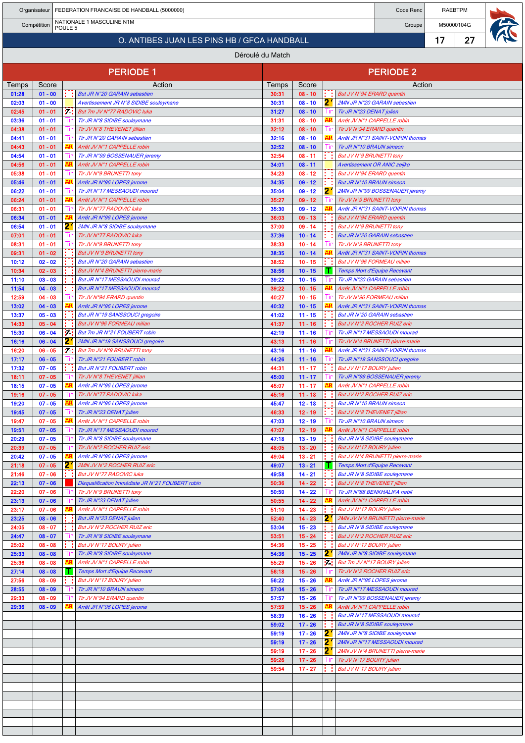| Organisateur | FEDERATION FRANCAISE DE HANDBALL (5000000) | Code Renc | RAEBTPM |
|---|---|---|---|
| Compétition | NATIONALE 1 MASCULINE N1M POULE 5 | Groupe | M50000104G |

## O. ANTIBES JUAN LES PINS HB / GFCA HANDBALL — 17 - 27

Déroulé du Match

| PERIODE 1 | | | | PERIODE 2 | | | |
|---|---|---|---|---|---|---|---|
| Temps | Score | | Action | Temps | Score | | Action |
| 01:28 | 01 - 00 | | But JR N°20 GARAIN sebastien | 30:31 | 08 - 10 | | But JV N°94 ERARD quentin |
| 02:03 | 01 - 00 | | Avertissement JR N°8 SIDIBE souleymane | 30:31 | 08 - 10 | 2' | 2MN JR N°20 GARAIN sebastien |
| 02:45 | 01 - 01 | 7m | But 7m JV N°77 RADOVIC luka | 31:27 | 08 - 10 | Tir | Tir JR N°23 DENAT julien |
| 03:36 | 01 - 01 | Tir | Tir JR N°8 SIDIBE souleymane | 31:31 | 08 - 10 | AR | Arrêt JV N°1 CAPPELLE robin |
| 04:38 | 01 - 01 | Tir | Tir JV N°8 THEVENET jillian | 32:12 | 08 - 10 | Tir | Tir JV N°94 ERARD quentin |
| 04:41 | 01 - 01 | Tir | Tir JR N°20 GARAIN sebastien | 32:16 | 08 - 10 | AR | Arrêt JR N°31 SAINT-VOIRIN thomas |
| 04:43 | 01 - 01 | AR | Arrêt JV N°1 CAPPELLE robin | 32:52 | 08 - 10 | Tir | Tir JR N°10 BRAUN simeon |
| 04:54 | 01 - 01 | Tir | Tir JR N°99 BOSSENAUER jeremy | 32:54 | 08 - 11 | | But JV N°9 BRUNETTI tony |
| 04:56 | 01 - 01 | AR | Arrêt JV N°1 CAPPELLE robin | 34:01 | 08 - 11 | | Avertissement OR ANIC zeljko |
| 05:38 | 01 - 01 | Tir | Tir JV N°9 BRUNETTI tony | 34:23 | 08 - 12 | | But JV N°94 ERARD quentin |
| 05:46 | 01 - 01 | AR | Arrêt JR N°96 LOPES jerome | 34:35 | 09 - 12 | | But JR N°10 BRAUN simeon |
| 06:22 | 01 - 01 | Tir | Tir JR N°17 MESSAOUDI mourad | 35:04 | 09 - 12 | 2' | 2MN JR N°99 BOSSENAUER jeremy |
| 06:24 | 01 - 01 | AR | Arrêt JV N°1 CAPPELLE robin | 35:27 | 09 - 12 | Tir | Tir JV N°9 BRUNETTI tony |
| 06:31 | 01 - 01 | Tir | Tir JV N°77 RADOVIC luka | 35:30 | 09 - 12 | AR | Arrêt JR N°31 SAINT-VOIRIN thomas |
| 06:34 | 01 - 01 | AR | Arrêt JR N°96 LOPES jerome | 36:03 | 09 - 13 | | But JV N°94 ERARD quentin |
| 06:54 | 01 - 01 | 2' | 2MN JR N°8 SIDIBE souleymane | 37:00 | 09 - 14 | | But JV N°9 BRUNETTI tony |
| 07:01 | 01 - 01 | Tir | Tir JV N°77 RADOVIC luka | 37:36 | 10 - 14 | | But JR N°20 GARAIN sebastien |
| 08:31 | 01 - 01 | Tir | Tir JV N°9 BRUNETTI tony | 38:33 | 10 - 14 | Tir | Tir JV N°9 BRUNETTI tony |
| 09:31 | 01 - 02 | | But JV N°9 BRUNETTI tony | 38:35 | 10 - 14 | AR | Arrêt JR N°31 SAINT-VOIRIN thomas |
| 10:12 | 02 - 02 | | But JR N°20 GARAIN sebastien | 38:52 | 10 - 15 | | But JV N°96 FORMEAU milian |
| 10:34 | 02 - 03 | | But JV N°4 BRUNETTI pierre-marie | 38:56 | 10 - 15 | T | Temps Mort d'Equipe Recevant |
| 11:10 | 03 - 03 | | But JR N°17 MESSAOUDI mourad | 39:22 | 10 - 15 | Tir | Tir JR N°20 GARAIN sebastien |
| 11:54 | 04 - 03 | | But JR N°17 MESSAOUDI mourad | 39:22 | 10 - 15 | AR | Arrêt JV N°1 CAPPELLE robin |
| 12:59 | 04 - 03 | Tir | Tir JV N°94 ERARD quentin | 40:27 | 10 - 15 | Tir | Tir JV N°96 FORMEAU milian |
| 13:02 | 04 - 03 | AR | Arrêt JR N°96 LOPES jerome | 40:32 | 10 - 15 | AR | Arrêt JR N°31 SAINT-VOIRIN thomas |
| 13:37 | 05 - 03 | | But JR N°19 SANSSOUCI gregoire | 41:02 | 11 - 15 | | But JR N°20 GARAIN sebastien |
| 14:33 | 05 - 04 | | But JV N°96 FORMEAU milian | 41:37 | 11 - 16 | | But JV N°2 ROCHER RUIZ eric |
| 15:30 | 06 - 04 | 7m | But 7m JR N°21 FOUBERT robin | 42:19 | 11 - 16 | Tir | Tir JR N°17 MESSAOUDI mourad |
| 16:16 | 06 - 04 | 2' | 2MN JR N°19 SANSSOUCI gregoire | 43:13 | 11 - 16 | Tir | Tir JV N°4 BRUNETTI pierre-marie |
| 16:20 | 06 - 05 | 7m | But 7m JV N°9 BRUNETTI tony | 43:16 | 11 - 16 | AR | Arrêt JR N°31 SAINT-VOIRIN thomas |
| 17:17 | 06 - 05 | Tir | Tir JR N°21 FOUBERT robin | 44:26 | 11 - 16 | Tir | Tir JR N°19 SANSSOUCI gregoire |
| 17:32 | 07 - 05 | | But JR N°21 FOUBERT robin | 44:31 | 11 - 17 | | But JV N°17 BOURY julien |
| 18:11 | 07 - 05 | Tir | Tir JV N°8 THEVENET jillian | 45:00 | 11 - 17 | Tir | Tir JR N°99 BOSSENAUER jeremy |
| 18:15 | 07 - 05 | AR | Arrêt JR N°96 LOPES jerome | 45:07 | 11 - 17 | AR | Arrêt JV N°1 CAPPELLE robin |
| 19:16 | 07 - 05 | Tir | Tir JV N°77 RADOVIC luka | 45:16 | 11 - 18 | | But JV N°2 ROCHER RUIZ eric |
| 19:20 | 07 - 05 | AR | Arrêt JR N°96 LOPES jerome | 45:47 | 12 - 18 | | But JR N°10 BRAUN simeon |
| 19:45 | 07 - 05 | Tir | Tir JR N°23 DENAT julien | 46:33 | 12 - 19 | | But JV N°8 THEVENET jillian |
| 19:47 | 07 - 05 | AR | Arrêt JV N°1 CAPPELLE robin | 47:03 | 12 - 19 | Tir | Tir JR N°10 BRAUN simeon |
| 19:51 | 07 - 05 | Tir | Tir JR N°17 MESSAOUDI mourad | 47:07 | 12 - 19 | AR | Arrêt JV N°1 CAPPELLE robin |
| 20:29 | 07 - 05 | Tir | Tir JR N°8 SIDIBE souleymane | 47:18 | 13 - 19 | | But JR N°8 SIDIBE souleymane |
| 20:39 | 07 - 05 | Tir | Tir JV N°2 ROCHER RUIZ eric | 48:05 | 13 - 20 | | But JV N°17 BOURY julien |
| 20:42 | 07 - 05 | AR | Arrêt JR N°96 LOPES jerome | 49:04 | 13 - 21 | | But JV N°4 BRUNETTI pierre-marie |
| 21:18 | 07 - 05 | 2' | 2MN JV N°2 ROCHER RUIZ eric | 49:07 | 13 - 21 | T | Temps Mort d'Equipe Recevant |
| 21:46 | 07 - 06 | | But JV N°77 RADOVIC luka | 49:58 | 14 - 21 | | But JR N°8 SIDIBE souleymane |
| 22:13 | 07 - 06 | | Disqualification Immédiate JR N°21 FOUBERT robin | 50:36 | 14 - 22 | | But JV N°8 THEVENET jillian |
| 22:20 | 07 - 06 | Tir | Tir JV N°9 BRUNETTI tony | 50:50 | 14 - 22 | Tir | Tir JR N°88 BENKHALIFA nabil |
| 23:13 | 07 - 06 | Tir | Tir JR N°23 DENAT julien | 50:55 | 14 - 22 | AR | Arrêt JV N°1 CAPPELLE robin |
| 23:17 | 07 - 06 | AR | Arrêt JV N°1 CAPPELLE robin | 51:10 | 14 - 23 | | But JV N°17 BOURY julien |
| 23:25 | 08 - 06 | | But JR N°23 DENAT julien | 52:40 | 14 - 23 | 2' | 2MN JV N°4 BRUNETTI pierre-marie |
| 24:05 | 08 - 07 | | But JV N°2 ROCHER RUIZ eric | 53:04 | 15 - 23 | | But JR N°8 SIDIBE souleymane |
| 24:47 | 08 - 07 | Tir | Tir JR N°8 SIDIBE souleymane | 53:51 | 15 - 24 | | But JV N°2 ROCHER RUIZ eric |
| 25:02 | 08 - 08 | | But JV N°17 BOURY julien | 54:36 | 15 - 25 | | But JV N°17 BOURY julien |
| 25:33 | 08 - 08 | Tir | Tir JR N°8 SIDIBE souleymane | 54:36 | 15 - 25 | 2' | 2MN JR N°8 SIDIBE souleymane |
| 25:36 | 08 - 08 | AR | Arrêt JV N°1 CAPPELLE robin | 55:29 | 15 - 26 | 7m | But 7m JV N°17 BOURY julien |
| 27:14 | 08 - 08 | T | Temps Mort d'Equipe Recevant | 56:18 | 15 - 26 | Tir | Tir JV N°2 ROCHER RUIZ eric |
| 27:56 | 08 - 09 | | But JV N°17 BOURY julien | 56:22 | 15 - 26 | AR | Arrêt JR N°96 LOPES jerome |
| 28:55 | 08 - 09 | Tir | Tir JR N°10 BRAUN simeon | 57:04 | 15 - 26 | Tir | Tir JR N°17 MESSAOUDI mourad |
| 29:33 | 08 - 09 | Tir | Tir JV N°94 ERARD quentin | 57:57 | 15 - 26 | Tir | Tir JR N°99 BOSSENAUER jeremy |
| 29:36 | 08 - 09 | AR | Arrêt JR N°96 LOPES jerome | 57:59 | 15 - 26 | AR | Arrêt JV N°1 CAPPELLE robin |
| | | | | 58:39 | 16 - 26 | | But JR N°17 MESSAOUDI mourad |
| | | | | 59:02 | 17 - 26 | | But JR N°8 SIDIBE souleymane |
| | | | | 59:19 | 17 - 26 | 2' | 2MN JR N°8 SIDIBE souleymane |
| | | | | 59:19 | 17 - 26 | 2' | 2MN JR N°17 MESSAOUDI mourad |
| | | | | 59:19 | 17 - 26 | 2' | 2MN JV N°4 BRUNETTI pierre-marie |
| | | | | 59:26 | 17 - 26 | Tir | Tir JV N°17 BOURY julien |
| | | | | 59:54 | 17 - 27 | | But JV N°17 BOURY julien |